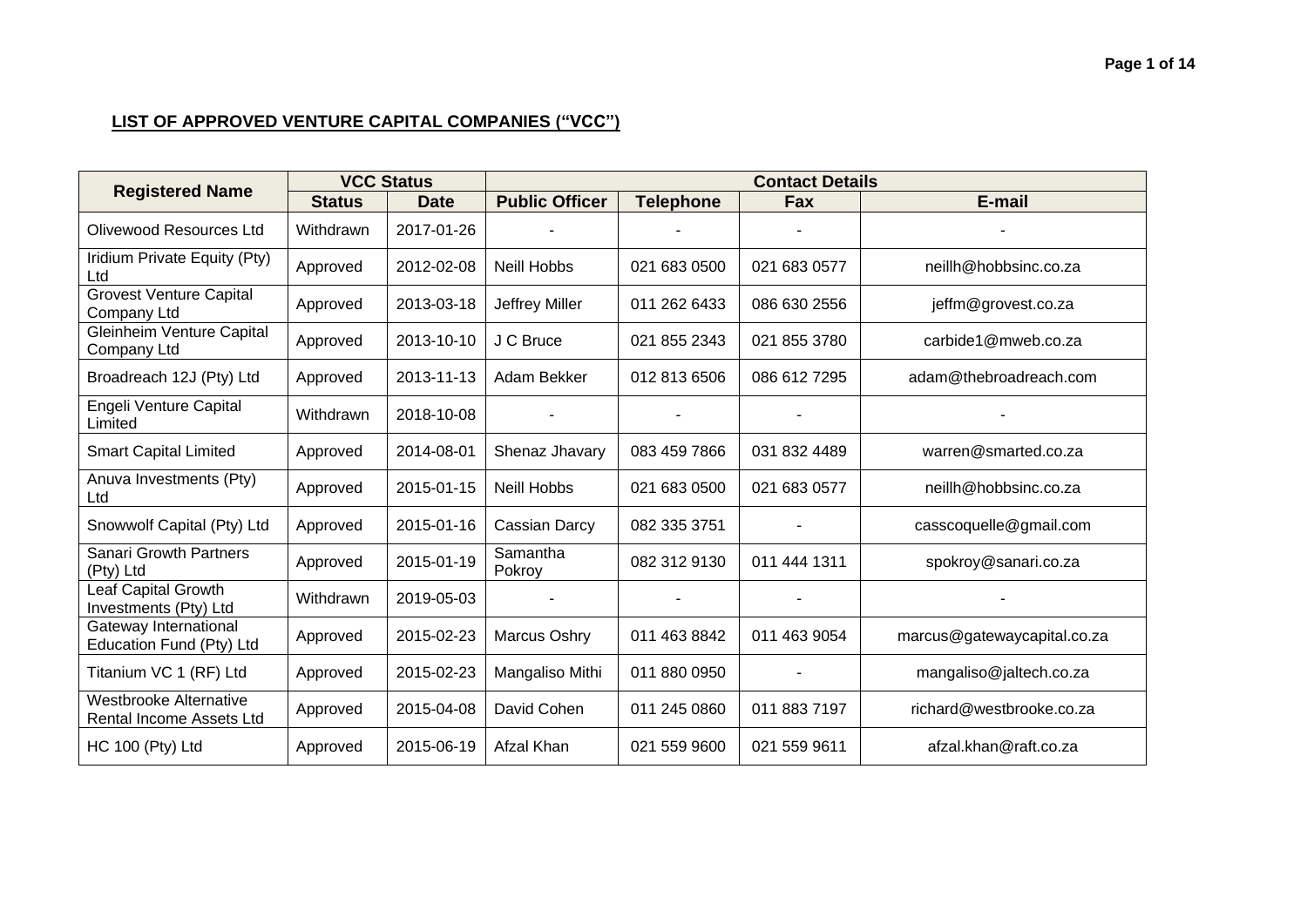**LIST OF APPROVED VENTURE CAPITAL COMPANIES (“VCC”)**

| Registered Name | VCC Status | | Contact Details | | | |
|---|---|---|---|---|---|---|
| | Status | Date | Public Officer | Telephone | Fax | E-mail |
| Olivewood Resources Ltd | Withdrawn | 2017-01-26 | - | - | - | - |
| Iridium Private Equity (Pty) Ltd | Approved | 2012-02-08 | Neill Hobbs | 021 683 0500 | 021 683 0577 | neillh@hobbsinc.co.za |
| Grovest Venture Capital Company Ltd | Approved | 2013-03-18 | Jeffrey Miller | 011 262 6433 | 086 630 2556 | jeffm@grovest.co.za |
| Gleinheim Venture Capital Company Ltd | Approved | 2013-10-10 | J C Bruce | 021 855 2343 | 021 855 3780 | carbide1@mweb.co.za |
| Broadreach 12J (Pty) Ltd | Approved | 2013-11-13 | Adam Bekker | 012 813 6506 | 086 612 7295 | adam@thebroadreach.com |
| Engeli Venture Capital Limited | Withdrawn | 2018-10-08 | - | - | - | - |
| Smart Capital Limited | Approved | 2014-08-01 | Shenaz Jhavary | 083 459 7866 | 031 832 4489 | warren@smarted.co.za |
| Anuva Investments (Pty) Ltd | Approved | 2015-01-15 | Neill Hobbs | 021 683 0500 | 021 683 0577 | neillh@hobbsinc.co.za |
| Snowwolf Capital (Pty) Ltd | Approved | 2015-01-16 | Cassian Darcy | 082 335 3751 | - | casscoquelle@gmail.com |
| Sanari Growth Partners (Pty) Ltd | Approved | 2015-01-19 | Samantha Pokroy | 082 312 9130 | 011 444 1311 | spokroy@sanari.co.za |
| Leaf Capital Growth Investments (Pty) Ltd | Withdrawn | 2019-05-03 | - | - | - | - |
| Gateway International Education Fund (Pty) Ltd | Approved | 2015-02-23 | Marcus Oshry | 011 463 8842 | 011 463 9054 | marcus@gatewaycapital.co.za |
| Titanium VC 1 (RF) Ltd | Approved | 2015-02-23 | Mangaliso Mithi | 011 880 0950 | - | mangaliso@jaltech.co.za |
| Westbrooke Alternative Rental Income Assets Ltd | Approved | 2015-04-08 | David Cohen | 011 245 0860 | 011 883 7197 | richard@westbrooke.co.za |
| HC 100 (Pty) Ltd | Approved | 2015-06-19 | Afzal Khan | 021 559 9600 | 021 559 9611 | afzal.khan@raft.co.za |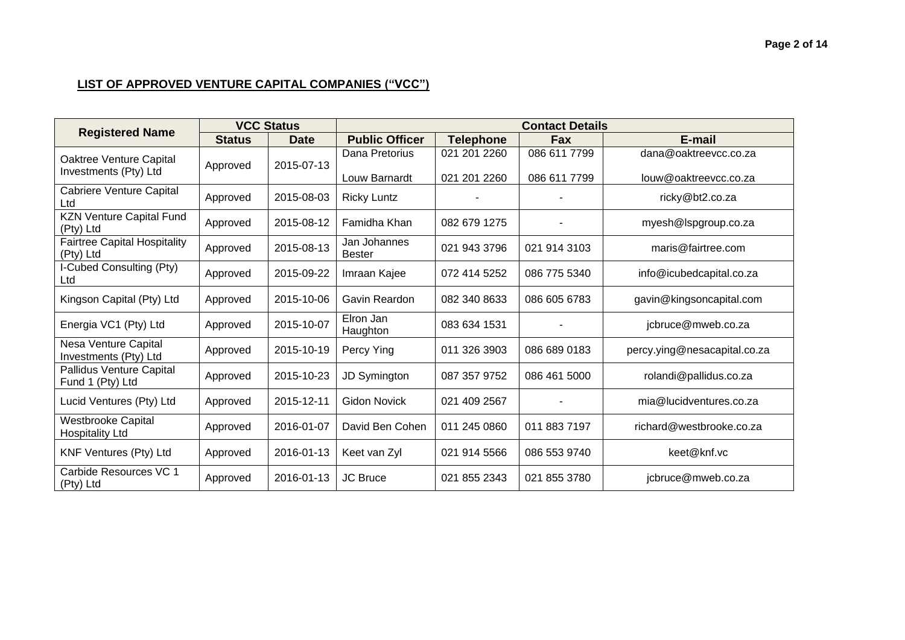**<u>LIST OF APPROVED VENTURE CAPITAL COMPANIES ("VCC")</u>**

| Registered Name | VCC Status | | Contact Details | | | |
|---|---|---|---|---|---|---|
| | Status | Date | Public Officer | Telephone | Fax | E-mail |
| Oaktree Venture Capital Investments (Pty) Ltd | Approved | 2015-07-13 | Dana Pretorius | 021 201 2260 | 086 611 7799 | dana@oaktreevcc.co.za |
| | | | Louw Barnardt | 021 201 2260 | 086 611 7799 | louw@oaktreevcc.co.za |
| Cabriere Venture Capital Ltd | Approved | 2015-08-03 | Ricky Luntz | - | - | ricky@bt2.co.za |
| KZN Venture Capital Fund (Pty) Ltd | Approved | 2015-08-12 | Famidha Khan | 082 679 1275 | - | myesh@lspgroup.co.za |
| Fairtree Capital Hospitality (Pty) Ltd | Approved | 2015-08-13 | Jan Johannes Bester | 021 943 3796 | 021 914 3103 | maris@fairtree.com |
| I-Cubed Consulting (Pty) Ltd | Approved | 2015-09-22 | Imraan Kajee | 072 414 5252 | 086 775 5340 | info@icubedcapital.co.za |
| Kingson Capital (Pty) Ltd | Approved | 2015-10-06 | Gavin Reardon | 082 340 8633 | 086 605 6783 | gavin@kingsoncapital.com |
| Energia VC1 (Pty) Ltd | Approved | 2015-10-07 | Elron Jan Haughton | 083 634 1531 | - | jcbruce@mweb.co.za |
| Nesa Venture Capital Investments (Pty) Ltd | Approved | 2015-10-19 | Percy Ying | 011 326 3903 | 086 689 0183 | percy.ying@nesacapital.co.za |
| Pallidus Venture Capital Fund 1 (Pty) Ltd | Approved | 2015-10-23 | JD Symington | 087 357 9752 | 086 461 5000 | rolandi@pallidus.co.za |
| Lucid Ventures (Pty) Ltd | Approved | 2015-12-11 | Gidon Novick | 021 409 2567 | - | mia@lucidventures.co.za |
| Westbrooke Capital Hospitality Ltd | Approved | 2016-01-07 | David Ben Cohen | 011 245 0860 | 011 883 7197 | richard@westbrooke.co.za |
| KNF Ventures (Pty) Ltd | Approved | 2016-01-13 | Keet van Zyl | 021 914 5566 | 086 553 9740 | keet@knf.vc |
| Carbide Resources VC 1 (Pty) Ltd | Approved | 2016-01-13 | JC Bruce | 021 855 2343 | 021 855 3780 | jcbruce@mweb.co.za |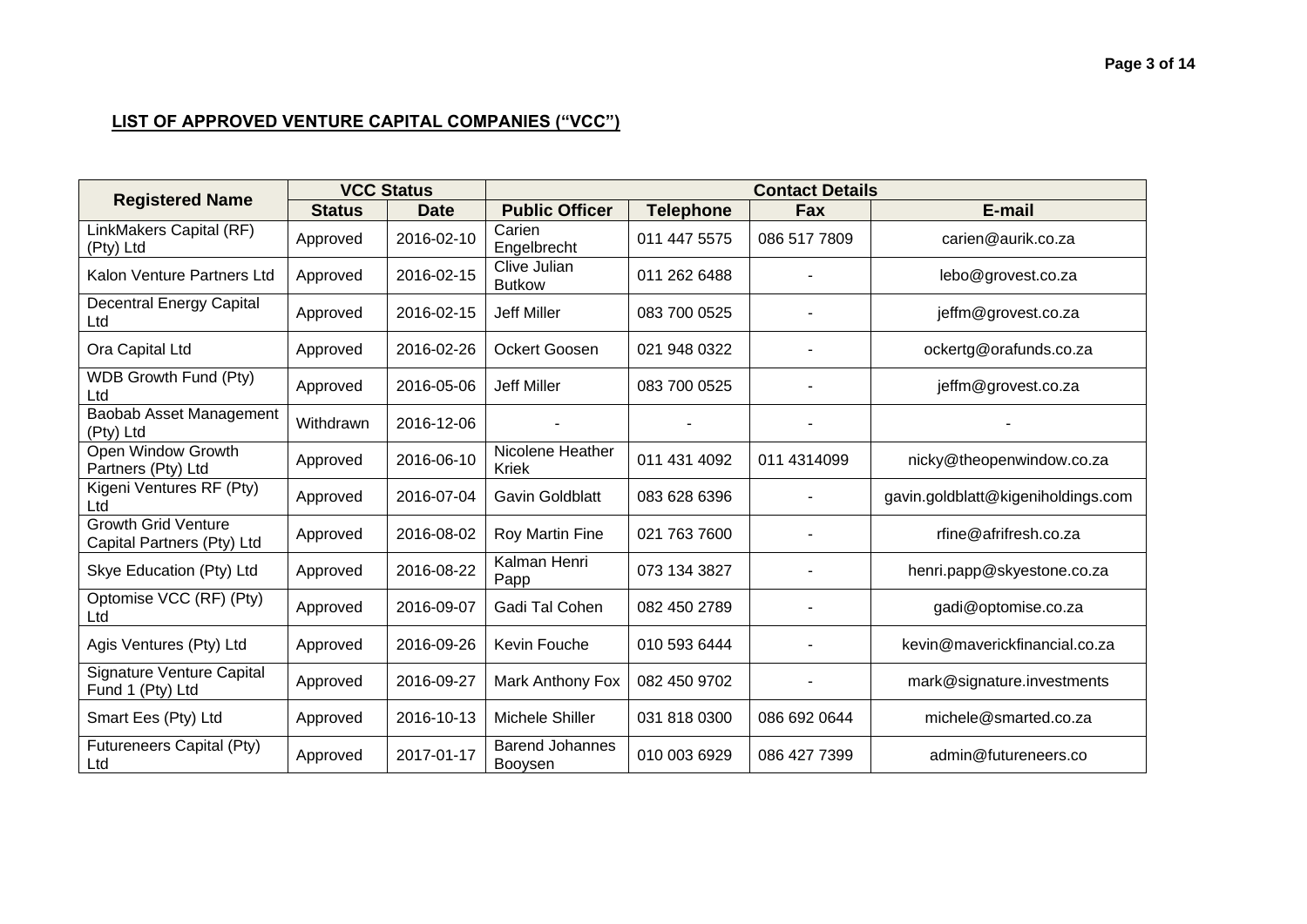## LIST OF APPROVED VENTURE CAPITAL COMPANIES ("VCC")

| Registered Name | VCC Status | | Contact Details | | | |
|---|---|---|---|---|---|---|
| | Status | Date | Public Officer | Telephone | Fax | E-mail |
| LinkMakers Capital (RF) (Pty) Ltd | Approved | 2016-02-10 | Carien Engelbrecht | 011 447 5575 | 086 517 7809 | carien@aurik.co.za |
| Kalon Venture Partners Ltd | Approved | 2016-02-15 | Clive Julian Butkow | 011 262 6488 | - | lebo@grovest.co.za |
| Decentral Energy Capital Ltd | Approved | 2016-02-15 | Jeff Miller | 083 700 0525 | - | jeffm@grovest.co.za |
| Ora Capital Ltd | Approved | 2016-02-26 | Ockert Goosen | 021 948 0322 | - | ockertg@orafunds.co.za |
| WDB Growth Fund (Pty) Ltd | Approved | 2016-05-06 | Jeff Miller | 083 700 0525 | - | jeffm@grovest.co.za |
| Baobab Asset Management (Pty) Ltd | Withdrawn | 2016-12-06 | - | - | - | - |
| Open Window Growth Partners (Pty) Ltd | Approved | 2016-06-10 | Nicolene Heather Kriek | 011 431 4092 | 011 4314099 | nicky@theopenwindow.co.za |
| Kigeni Ventures RF (Pty) Ltd | Approved | 2016-07-04 | Gavin Goldblatt | 083 628 6396 | - | gavin.goldblatt@kigeniholdings.com |
| Growth Grid Venture Capital Partners (Pty) Ltd | Approved | 2016-08-02 | Roy Martin Fine | 021 763 7600 | - | rfine@afrifresh.co.za |
| Skye Education (Pty) Ltd | Approved | 2016-08-22 | Kalman Henri Papp | 073 134 3827 | - | henri.papp@skyestone.co.za |
| Optomise VCC (RF) (Pty) Ltd | Approved | 2016-09-07 | Gadi Tal Cohen | 082 450 2789 | - | gadi@optomise.co.za |
| Agis Ventures (Pty) Ltd | Approved | 2016-09-26 | Kevin Fouche | 010 593 6444 | - | kevin@maverickfinancial.co.za |
| Signature Venture Capital Fund 1 (Pty) Ltd | Approved | 2016-09-27 | Mark Anthony Fox | 082 450 9702 | - | mark@signature.investments |
| Smart Ees (Pty) Ltd | Approved | 2016-10-13 | Michele Shiller | 031 818 0300 | 086 692 0644 | michele@smarted.co.za |
| Futureneers Capital (Pty) Ltd | Approved | 2017-01-17 | Barend Johannes Booysen | 010 003 6929 | 086 427 7399 | admin@futureneers.co |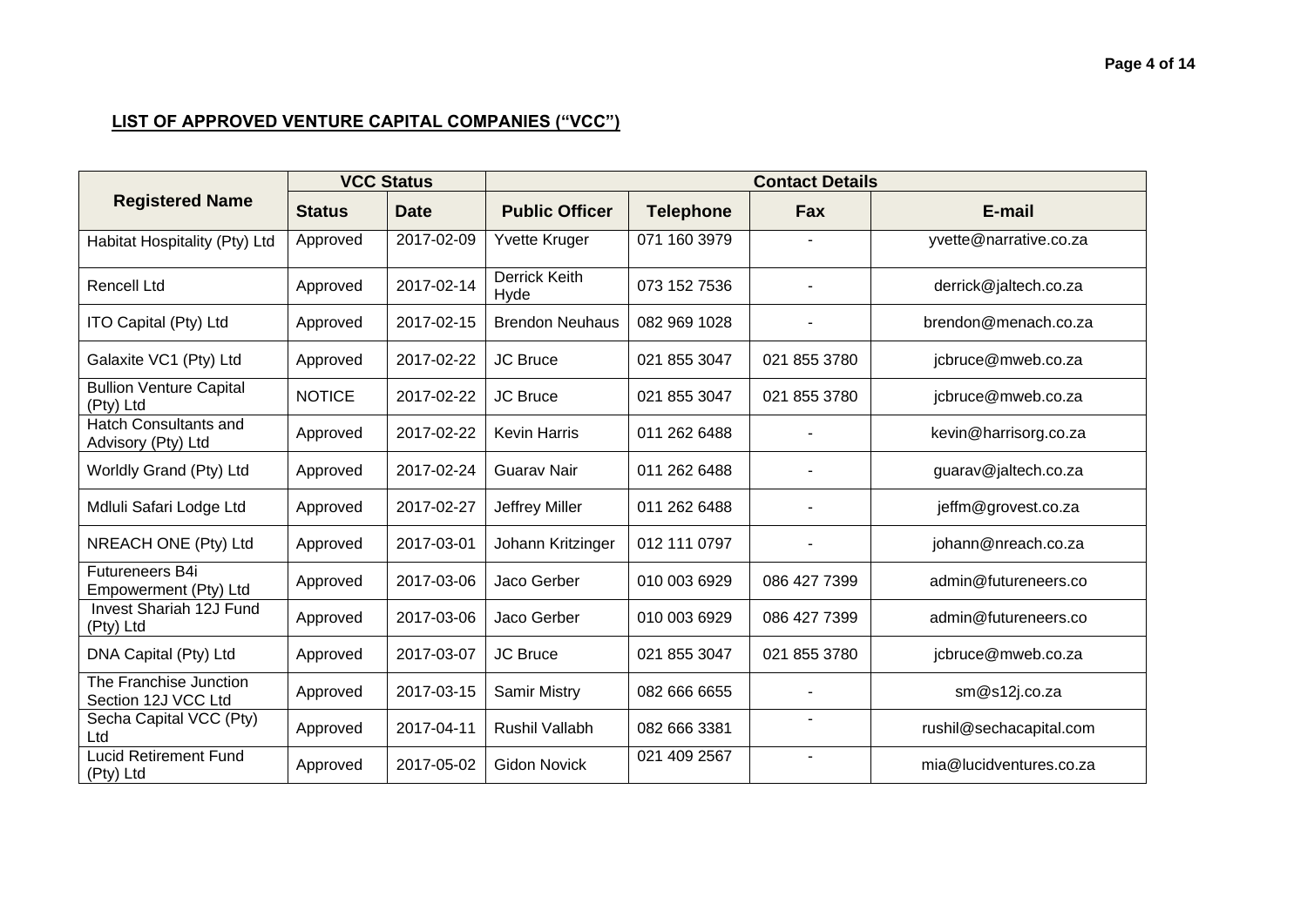## LIST OF APPROVED VENTURE CAPITAL COMPANIES ("VCC")

| Registered Name | VCC Status | | Contact Details | | | |
|---|---|---|---|---|---|---|
| | Status | Date | Public Officer | Telephone | Fax | E-mail |
| Habitat Hospitality (Pty) Ltd | Approved | 2017-02-09 | Yvette Kruger | 071 160 3979 | - | yvette@narrative.co.za |
| Rencell Ltd | Approved | 2017-02-14 | Derrick Keith Hyde | 073 152 7536 | - | derrick@jaltech.co.za |
| ITO Capital (Pty) Ltd | Approved | 2017-02-15 | Brendon Neuhaus | 082 969 1028 | - | brendon@menach.co.za |
| Galaxite VC1 (Pty) Ltd | Approved | 2017-02-22 | JC Bruce | 021 855 3047 | 021 855 3780 | jcbruce@mweb.co.za |
| Bullion Venture Capital (Pty) Ltd | NOTICE | 2017-02-22 | JC Bruce | 021 855 3047 | 021 855 3780 | jcbruce@mweb.co.za |
| Hatch Consultants and Advisory (Pty) Ltd | Approved | 2017-02-22 | Kevin Harris | 011 262 6488 | - | kevin@harrisorg.co.za |
| Worldly Grand (Pty) Ltd | Approved | 2017-02-24 | Guarav Nair | 011 262 6488 | - | guarav@jaltech.co.za |
| Mdluli Safari Lodge Ltd | Approved | 2017-02-27 | Jeffrey Miller | 011 262 6488 | - | jeffm@grovest.co.za |
| NREACH ONE (Pty) Ltd | Approved | 2017-03-01 | Johann Kritzinger | 012 111 0797 | - | johann@nreach.co.za |
| Futureneers B4i Empowerment (Pty) Ltd | Approved | 2017-03-06 | Jaco Gerber | 010 003 6929 | 086 427 7399 | admin@futureneers.co |
| Invest Shariah 12J Fund (Pty) Ltd | Approved | 2017-03-06 | Jaco Gerber | 010 003 6929 | 086 427 7399 | admin@futureneers.co |
| DNA Capital (Pty) Ltd | Approved | 2017-03-07 | JC Bruce | 021 855 3047 | 021 855 3780 | jcbruce@mweb.co.za |
| The Franchise Junction Section 12J VCC Ltd | Approved | 2017-03-15 | Samir Mistry | 082 666 6655 | - | sm@s12j.co.za |
| Secha Capital VCC (Pty) Ltd | Approved | 2017-04-11 | Rushil Vallabh | 082 666 3381 | - | rushil@sechacapital.com |
| Lucid Retirement Fund (Pty) Ltd | Approved | 2017-05-02 | Gidon Novick | 021 409 2567 | - | mia@lucidventures.co.za |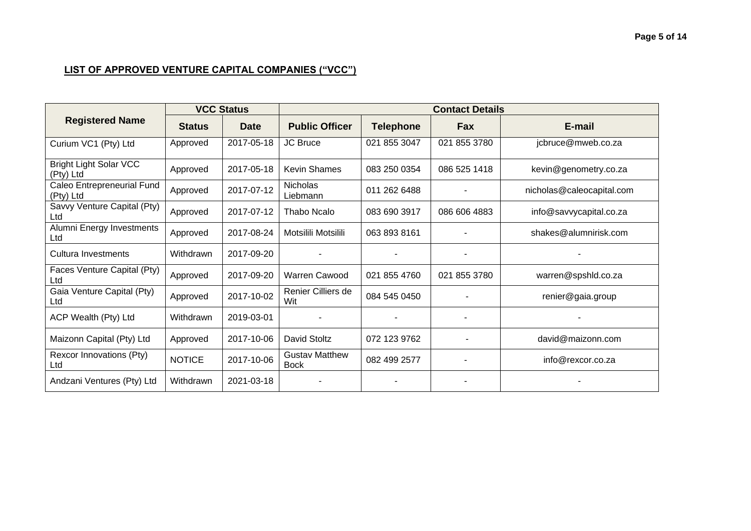**LIST OF APPROVED VENTURE CAPITAL COMPANIES ("VCC")**

| Registered Name | VCC Status | | Contact Details | | | |
|---|---|---|---|---|---|---|
| | **Status** | **Date** | **Public Officer** | **Telephone** | **Fax** | **E-mail** |
| Curium VC1 (Pty) Ltd | Approved | 2017-05-18 | JC Bruce | 021 855 3047 | 021 855 3780 | jcbruce@mweb.co.za |
| Bright Light Solar VCC (Pty) Ltd | Approved | 2017-05-18 | Kevin Shames | 083 250 0354 | 086 525 1418 | kevin@genometry.co.za |
| Caleo Entrepreneurial Fund (Pty) Ltd | Approved | 2017-07-12 | Nicholas Liebmann | 011 262 6488 | - | nicholas@caleocapital.com |
| Savvy Venture Capital (Pty) Ltd | Approved | 2017-07-12 | Thabo Ncalo | 083 690 3917 | 086 606 4883 | info@savvycapital.co.za |
| Alumni Energy Investments Ltd | Approved | 2017-08-24 | Motsilili Motsilili | 063 893 8161 | - | shakes@alumnirisk.com |
| Cultura Investments | Withdrawn | 2017-09-20 | - | - | - | - |
| Faces Venture Capital (Pty) Ltd | Approved | 2017-09-20 | Warren Cawood | 021 855 4760 | 021 855 3780 | warren@spshld.co.za |
| Gaia Venture Capital (Pty) Ltd | Approved | 2017-10-02 | Renier Cilliers de Wit | 084 545 0450 | - | renier@gaia.group |
| ACP Wealth (Pty) Ltd | Withdrawn | 2019-03-01 | - | - | - | - |
| Maizonn Capital (Pty) Ltd | Approved | 2017-10-06 | David Stoltz | 072 123 9762 | - | david@maizonn.com |
| Rexcor Innovations (Pty) Ltd | NOTICE | 2017-10-06 | Gustav Matthew Bock | 082 499 2577 | - | info@rexcor.co.za |
| Andzani Ventures (Pty) Ltd | Withdrawn | 2021-03-18 | - | - | - | - |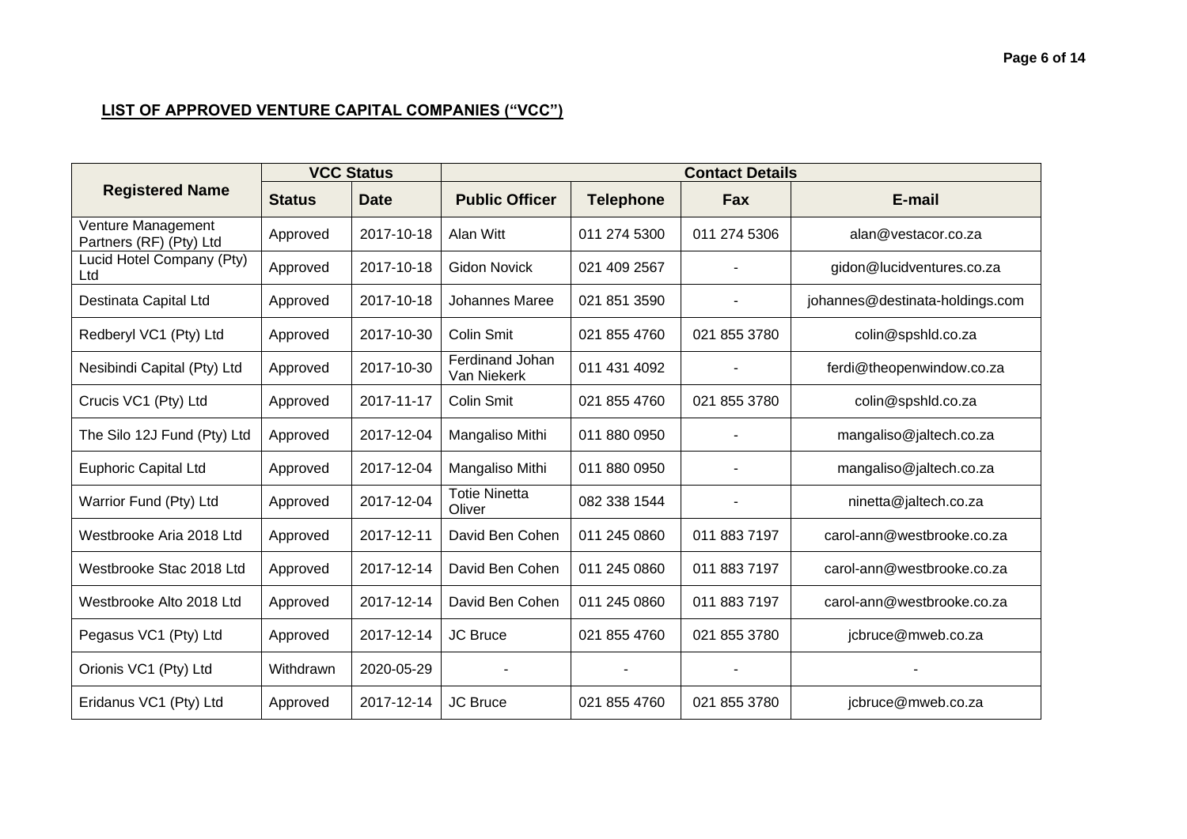## LIST OF APPROVED VENTURE CAPITAL COMPANIES ("VCC")

| Registered Name | VCC Status | | Contact Details | | | |
|---|---|---|---|---|---|---|
| | Status | Date | Public Officer | Telephone | Fax | E-mail |
| Venture Management Partners (RF) (Pty) Ltd | Approved | 2017-10-18 | Alan Witt | 011 274 5300 | 011 274 5306 | alan@vestacor.co.za |
| Lucid Hotel Company (Pty) Ltd | Approved | 2017-10-18 | Gidon Novick | 021 409 2567 | - | gidon@lucidventures.co.za |
| Destinata Capital Ltd | Approved | 2017-10-18 | Johannes Maree | 021 851 3590 | - | johannes@destinata-holdings.com |
| Redberyl VC1 (Pty) Ltd | Approved | 2017-10-30 | Colin Smit | 021 855 4760 | 021 855 3780 | colin@spshld.co.za |
| Nesibindi Capital (Pty) Ltd | Approved | 2017-10-30 | Ferdinand Johan Van Niekerk | 011 431 4092 | - | ferdi@theopenwindow.co.za |
| Crucis VC1 (Pty) Ltd | Approved | 2017-11-17 | Colin Smit | 021 855 4760 | 021 855 3780 | colin@spshld.co.za |
| The Silo 12J Fund (Pty) Ltd | Approved | 2017-12-04 | Mangaliso Mithi | 011 880 0950 | - | mangaliso@jaltech.co.za |
| Euphoric Capital Ltd | Approved | 2017-12-04 | Mangaliso Mithi | 011 880 0950 | - | mangaliso@jaltech.co.za |
| Warrior Fund (Pty) Ltd | Approved | 2017-12-04 | Totie Ninetta Oliver | 082 338 1544 | - | ninetta@jaltech.co.za |
| Westbrooke Aria 2018 Ltd | Approved | 2017-12-11 | David Ben Cohen | 011 245 0860 | 011 883 7197 | carol-ann@westbrooke.co.za |
| Westbrooke Stac 2018 Ltd | Approved | 2017-12-14 | David Ben Cohen | 011 245 0860 | 011 883 7197 | carol-ann@westbrooke.co.za |
| Westbrooke Alto 2018 Ltd | Approved | 2017-12-14 | David Ben Cohen | 011 245 0860 | 011 883 7197 | carol-ann@westbrooke.co.za |
| Pegasus VC1 (Pty) Ltd | Approved | 2017-12-14 | JC Bruce | 021 855 4760 | 021 855 3780 | jcbruce@mweb.co.za |
| Orionis VC1 (Pty) Ltd | Withdrawn | 2020-05-29 | - | - | - | - |
| Eridanus VC1 (Pty) Ltd | Approved | 2017-12-14 | JC Bruce | 021 855 4760 | 021 855 3780 | jcbruce@mweb.co.za |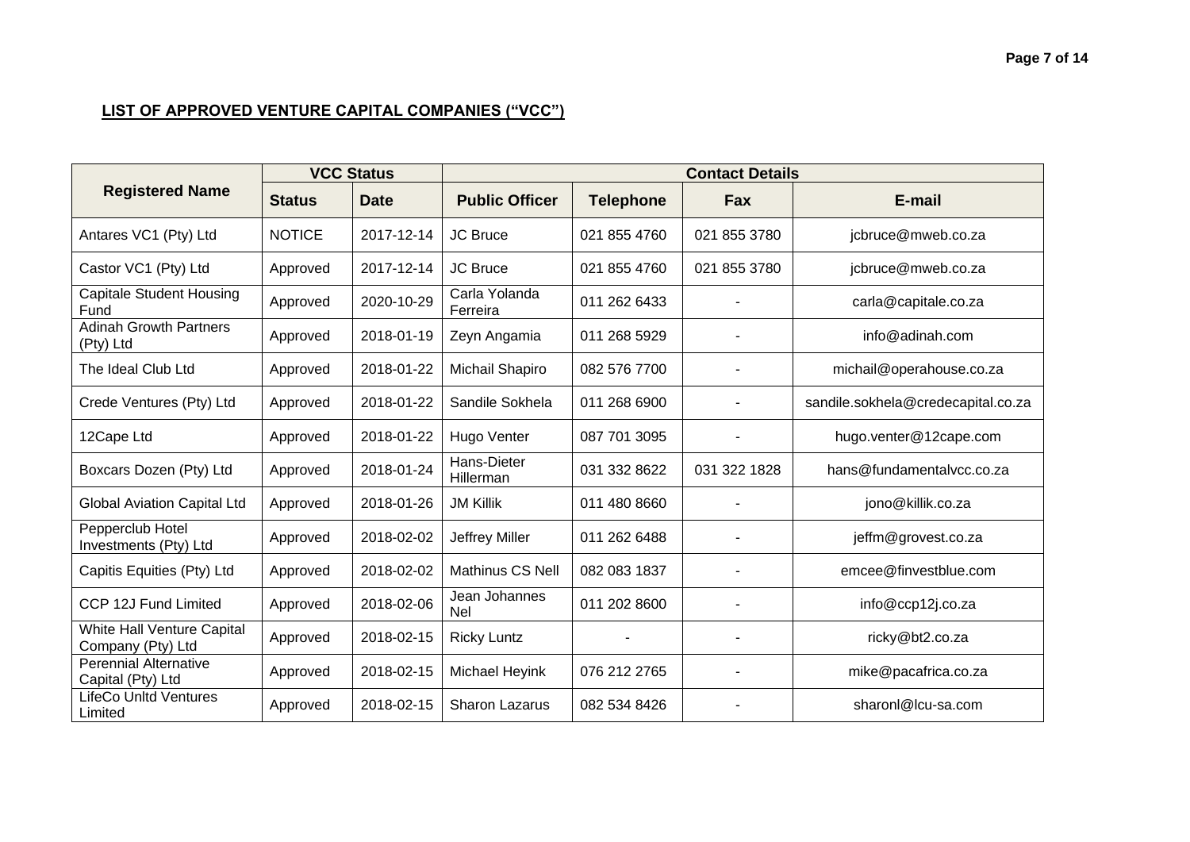## LIST OF APPROVED VENTURE CAPITAL COMPANIES ("VCC")

| Registered Name | VCC Status | | Contact Details | | | |
|---|---|---|---|---|---|---|
| | Status | Date | Public Officer | Telephone | Fax | E-mail |
| Antares VC1 (Pty) Ltd | NOTICE | 2017-12-14 | JC Bruce | 021 855 4760 | 021 855 3780 | jcbruce@mweb.co.za |
| Castor VC1 (Pty) Ltd | Approved | 2017-12-14 | JC Bruce | 021 855 4760 | 021 855 3780 | jcbruce@mweb.co.za |
| Capitale Student Housing Fund | Approved | 2020-10-29 | Carla Yolanda Ferreira | 011 262 6433 | - | carla@capitale.co.za |
| Adinah Growth Partners (Pty) Ltd | Approved | 2018-01-19 | Zeyn Angamia | 011 268 5929 | - | info@adinah.com |
| The Ideal Club Ltd | Approved | 2018-01-22 | Michail Shapiro | 082 576 7700 | - | michail@operahouse.co.za |
| Crede Ventures (Pty) Ltd | Approved | 2018-01-22 | Sandile Sokhela | 011 268 6900 | - | sandile.sokhela@credecapital.co.za |
| 12Cape Ltd | Approved | 2018-01-22 | Hugo Venter | 087 701 3095 | - | hugo.venter@12cape.com |
| Boxcars Dozen (Pty) Ltd | Approved | 2018-01-24 | Hans-Dieter Hillerman | 031 332 8622 | 031 322 1828 | hans@fundamentalvcc.co.za |
| Global Aviation Capital Ltd | Approved | 2018-01-26 | JM Killik | 011 480 8660 | - | jono@killik.co.za |
| Pepperclub Hotel Investments (Pty) Ltd | Approved | 2018-02-02 | Jeffrey Miller | 011 262 6488 | - | jeffm@grovest.co.za |
| Capitis Equities (Pty) Ltd | Approved | 2018-02-02 | Mathinus CS Nell | 082 083 1837 | - | emcee@finvestblue.com |
| CCP 12J Fund Limited | Approved | 2018-02-06 | Jean Johannes Nel | 011 202 8600 | - | info@ccp12j.co.za |
| White Hall Venture Capital Company (Pty) Ltd | Approved | 2018-02-15 | Ricky Luntz | - | - | ricky@bt2.co.za |
| Perennial Alternative Capital (Pty) Ltd | Approved | 2018-02-15 | Michael Heyink | 076 212 2765 | - | mike@pacafrica.co.za |
| LifeCo Unltd Ventures Limited | Approved | 2018-02-15 | Sharon Lazarus | 082 534 8426 | - | sharonl@lcu-sa.com |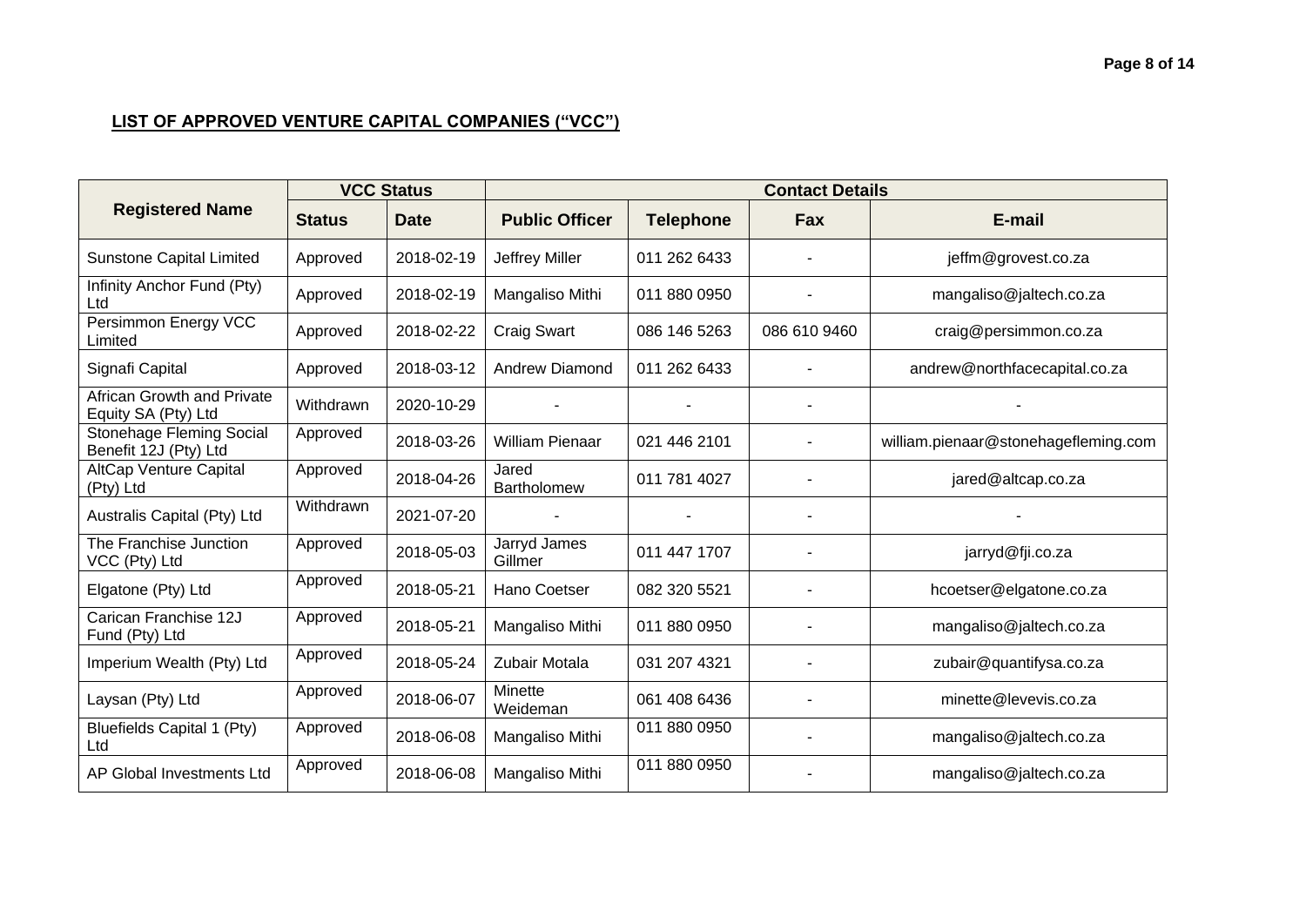## LIST OF APPROVED VENTURE CAPITAL COMPANIES ("VCC")

| Registered Name | VCC Status | | Contact Details | | | |
|---|---|---|---|---|---|---|
| | Status | Date | Public Officer | Telephone | Fax | E-mail |
| Sunstone Capital Limited | Approved | 2018-02-19 | Jeffrey Miller | 011 262 6433 | - | jeffm@grovest.co.za |
| Infinity Anchor Fund (Pty) Ltd | Approved | 2018-02-19 | Mangaliso Mithi | 011 880 0950 | - | mangaliso@jaltech.co.za |
| Persimmon Energy VCC Limited | Approved | 2018-02-22 | Craig Swart | 086 146 5263 | 086 610 9460 | craig@persimmon.co.za |
| Signafi Capital | Approved | 2018-03-12 | Andrew Diamond | 011 262 6433 | - | andrew@northfacecapital.co.za |
| African Growth and Private Equity SA (Pty) Ltd | Withdrawn | 2020-10-29 | - | - | - | - |
| Stonehage Fleming Social Benefit 12J (Pty) Ltd | Approved | 2018-03-26 | William Pienaar | 021 446 2101 | - | william.pienaar@stonehagefleming.com |
| AltCap Venture Capital (Pty) Ltd | Approved | 2018-04-26 | Jared Bartholomew | 011 781 4027 | - | jared@altcap.co.za |
| Australis Capital (Pty) Ltd | Withdrawn | 2021-07-20 | - | - | - | - |
| The Franchise Junction VCC (Pty) Ltd | Approved | 2018-05-03 | Jarryd James Gillmer | 011 447 1707 | - | jarryd@fji.co.za |
| Elgatone (Pty) Ltd | Approved | 2018-05-21 | Hano Coetser | 082 320 5521 | - | hcoetser@elgatone.co.za |
| Carican Franchise 12J Fund (Pty) Ltd | Approved | 2018-05-21 | Mangaliso Mithi | 011 880 0950 | - | mangaliso@jaltech.co.za |
| Imperium Wealth (Pty) Ltd | Approved | 2018-05-24 | Zubair Motala | 031 207 4321 | - | zubair@quantifysa.co.za |
| Laysan (Pty) Ltd | Approved | 2018-06-07 | Minette Weideman | 061 408 6436 | - | minette@levevis.co.za |
| Bluefields Capital 1 (Pty) Ltd | Approved | 2018-06-08 | Mangaliso Mithi | 011 880 0950 | - | mangaliso@jaltech.co.za |
| AP Global Investments Ltd | Approved | 2018-06-08 | Mangaliso Mithi | 011 880 0950 | - | mangaliso@jaltech.co.za |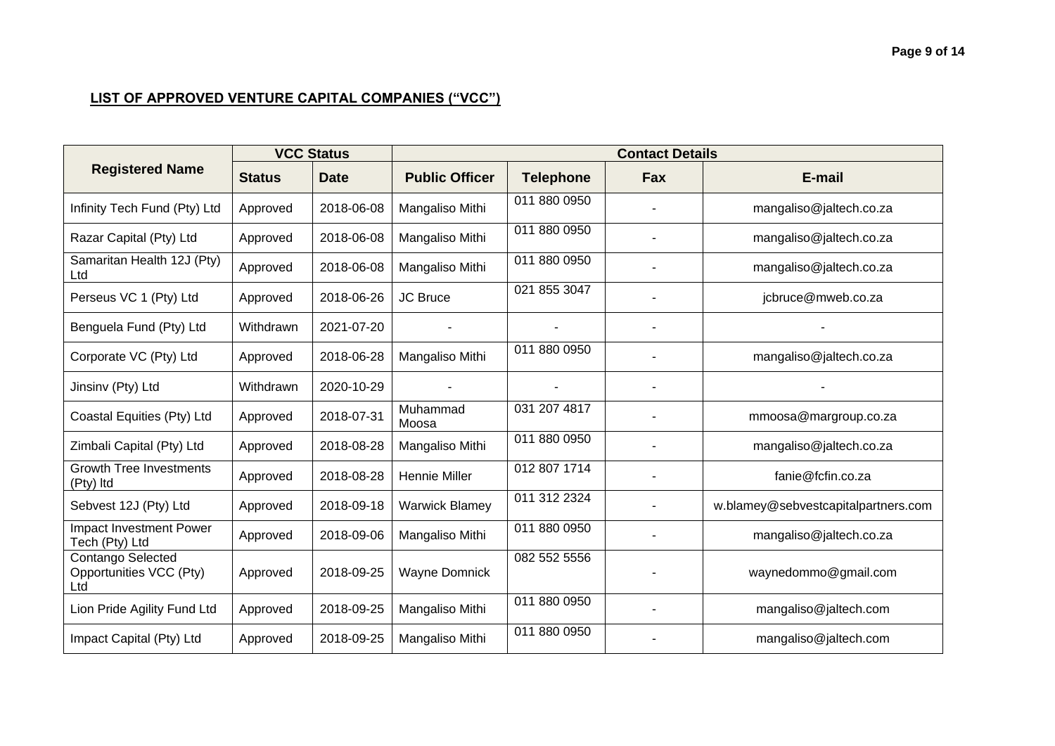## LIST OF APPROVED VENTURE CAPITAL COMPANIES ("VCC")

| Registered Name | VCC Status | | Contact Details | | | |
|---|---|---|---|---|---|---|
| | Status | Date | Public Officer | Telephone | Fax | E-mail |
| Infinity Tech Fund (Pty) Ltd | Approved | 2018-06-08 | Mangaliso Mithi | 011 880 0950 | - | mangaliso@jaltech.co.za |
| Razar Capital (Pty) Ltd | Approved | 2018-06-08 | Mangaliso Mithi | 011 880 0950 | - | mangaliso@jaltech.co.za |
| Samaritan Health 12J (Pty) Ltd | Approved | 2018-06-08 | Mangaliso Mithi | 011 880 0950 | - | mangaliso@jaltech.co.za |
| Perseus VC 1 (Pty) Ltd | Approved | 2018-06-26 | JC Bruce | 021 855 3047 | - | jcbruce@mweb.co.za |
| Benguela Fund (Pty) Ltd | Withdrawn | 2021-07-20 | - | - | - | - |
| Corporate VC (Pty) Ltd | Approved | 2018-06-28 | Mangaliso Mithi | 011 880 0950 | - | mangaliso@jaltech.co.za |
| Jinsinv (Pty) Ltd | Withdrawn | 2020-10-29 | - | - | - | - |
| Coastal Equities (Pty) Ltd | Approved | 2018-07-31 | Muhammad Moosa | 031 207 4817 | - | mmoosa@margroup.co.za |
| Zimbali Capital (Pty) Ltd | Approved | 2018-08-28 | Mangaliso Mithi | 011 880 0950 | - | mangaliso@jaltech.co.za |
| Growth Tree Investments (Pty) ltd | Approved | 2018-08-28 | Hennie Miller | 012 807 1714 | - | fanie@fcfin.co.za |
| Sebvest 12J (Pty) Ltd | Approved | 2018-09-18 | Warwick Blamey | 011 312 2324 | - | w.blamey@sebvestcapitalpartners.com |
| Impact Investment Power Tech (Pty) Ltd | Approved | 2018-09-06 | Mangaliso Mithi | 011 880 0950 | - | mangaliso@jaltech.co.za |
| Contango Selected Opportunities VCC (Pty) Ltd | Approved | 2018-09-25 | Wayne Domnick | 082 552 5556 | - | waynedommo@gmail.com |
| Lion Pride Agility Fund Ltd | Approved | 2018-09-25 | Mangaliso Mithi | 011 880 0950 | - | mangaliso@jaltech.com |
| Impact Capital (Pty) Ltd | Approved | 2018-09-25 | Mangaliso Mithi | 011 880 0950 | - | mangaliso@jaltech.com |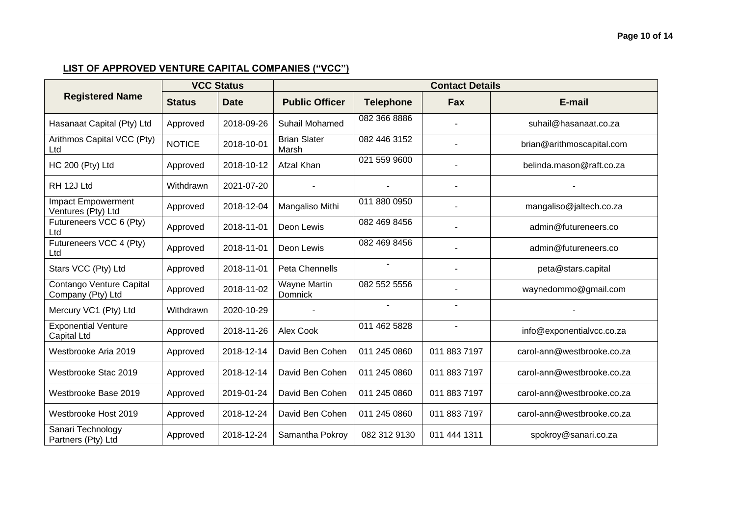## LIST OF APPROVED VENTURE CAPITAL COMPANIES ("VCC")

| Registered Name | VCC Status | | Contact Details | | | |
|---|---|---|---|---|---|---|
| | Status | Date | Public Officer | Telephone | Fax | E-mail |
| Hasanaat Capital (Pty) Ltd | Approved | 2018-09-26 | Suhail Mohamed | 082 366 8886 | - | suhail@hasanaat.co.za |
| Arithmos Capital VCC (Pty) Ltd | NOTICE | 2018-10-01 | Brian Slater Marsh | 082 446 3152 | - | brian@arithmoscapital.com |
| HC 200 (Pty) Ltd | Approved | 2018-10-12 | Afzal Khan | 021 559 9600 | - | belinda.mason@raft.co.za |
| RH 12J Ltd | Withdrawn | 2021-07-20 | - | - | - | - |
| Impact Empowerment Ventures (Pty) Ltd | Approved | 2018-12-04 | Mangaliso Mithi | 011 880 0950 | - | mangaliso@jaltech.co.za |
| Futureneers VCC 6 (Pty) Ltd | Approved | 2018-11-01 | Deon Lewis | 082 469 8456 | - | admin@futureneers.co |
| Futureneers VCC 4 (Pty) Ltd | Approved | 2018-11-01 | Deon Lewis | 082 469 8456 | - | admin@futureneers.co |
| Stars VCC (Pty) Ltd | Approved | 2018-11-01 | Peta Chennells | - | - | peta@stars.capital |
| Contango Venture Capital Company (Pty) Ltd | Approved | 2018-11-02 | Wayne Martin Domnick | 082 552 5556 | - | waynedommo@gmail.com |
| Mercury VC1 (Pty) Ltd | Withdrawn | 2020-10-29 | - | - | - | - |
| Exponential Venture Capital Ltd | Approved | 2018-11-26 | Alex Cook | 011 462 5828 | - | info@exponentialvcc.co.za |
| Westbrooke Aria 2019 | Approved | 2018-12-14 | David Ben Cohen | 011 245 0860 | 011 883 7197 | carol-ann@westbrooke.co.za |
| Westbrooke Stac 2019 | Approved | 2018-12-14 | David Ben Cohen | 011 245 0860 | 011 883 7197 | carol-ann@westbrooke.co.za |
| Westbrooke Base 2019 | Approved | 2019-01-24 | David Ben Cohen | 011 245 0860 | 011 883 7197 | carol-ann@westbrooke.co.za |
| Westbrooke Host 2019 | Approved | 2018-12-24 | David Ben Cohen | 011 245 0860 | 011 883 7197 | carol-ann@westbrooke.co.za |
| Sanari Technology Partners (Pty) Ltd | Approved | 2018-12-24 | Samantha Pokroy | 082 312 9130 | 011 444 1311 | spokroy@sanari.co.za |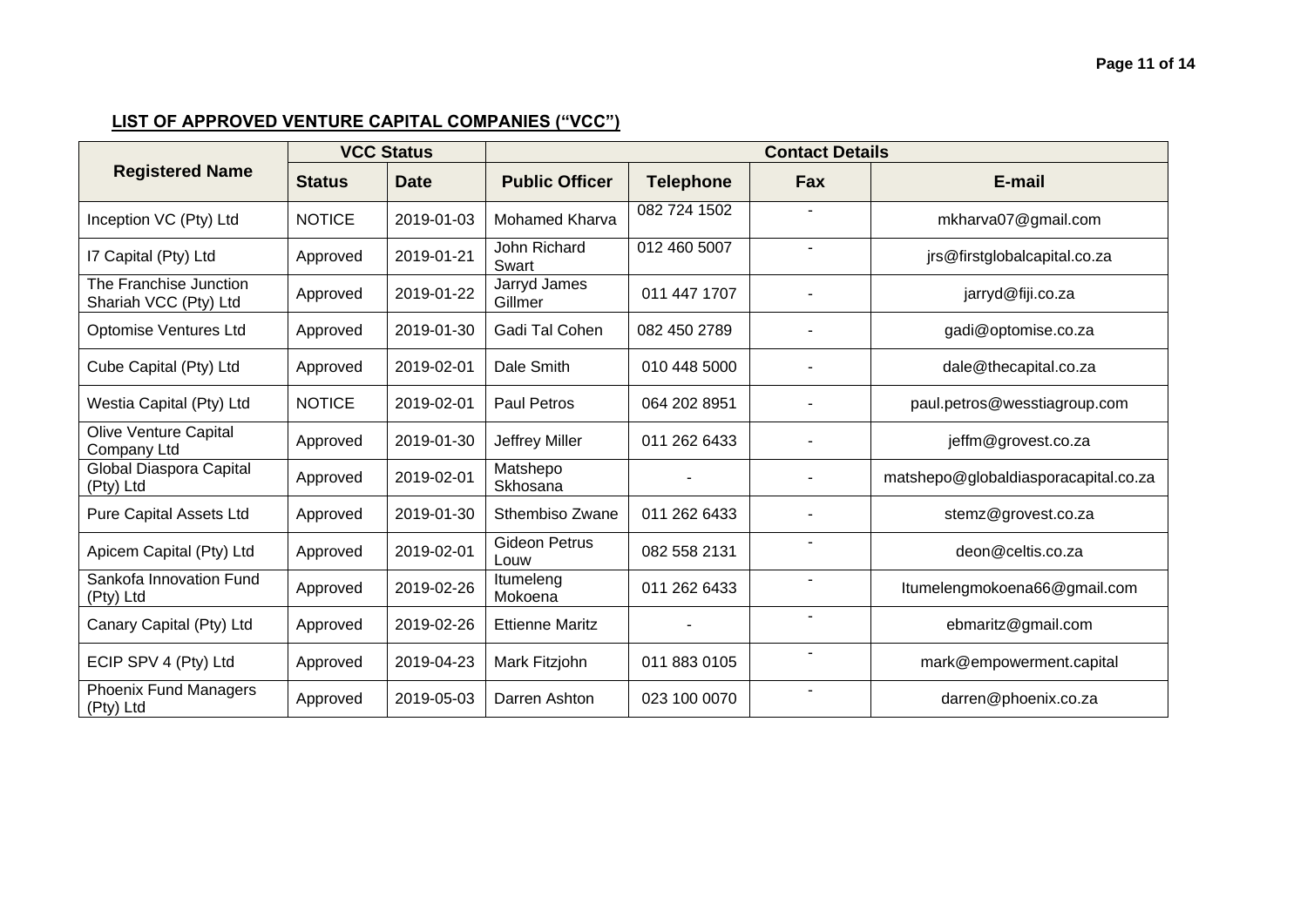## LIST OF APPROVED VENTURE CAPITAL COMPANIES ("VCC")

| Registered Name | VCC Status | | Contact Details | | | |
|---|---|---|---|---|---|---|
| | Status | Date | Public Officer | Telephone | Fax | E-mail |
| Inception VC (Pty) Ltd | NOTICE | 2019-01-03 | Mohamed Kharva | 082 724 1502 | - | mkharva07@gmail.com |
| I7 Capital (Pty) Ltd | Approved | 2019-01-21 | John Richard Swart | 012 460 5007 | - | jrs@firstglobalcapital.co.za |
| The Franchise Junction Shariah VCC (Pty) Ltd | Approved | 2019-01-22 | Jarryd James Gillmer | 011 447 1707 | - | jarryd@fiji.co.za |
| Optomise Ventures Ltd | Approved | 2019-01-30 | Gadi Tal Cohen | 082 450 2789 | - | gadi@optomise.co.za |
| Cube Capital (Pty) Ltd | Approved | 2019-02-01 | Dale Smith | 010 448 5000 | - | dale@thecapital.co.za |
| Westia Capital (Pty) Ltd | NOTICE | 2019-02-01 | Paul Petros | 064 202 8951 | - | paul.petros@wesstiagroup.com |
| Olive Venture Capital Company Ltd | Approved | 2019-01-30 | Jeffrey Miller | 011 262 6433 | - | jeffm@grovest.co.za |
| Global Diaspora Capital (Pty) Ltd | Approved | 2019-02-01 | Matshepo Skhosana | - | - | matshepo@globaldiasporacapital.co.za |
| Pure Capital Assets Ltd | Approved | 2019-01-30 | Sthembiso Zwane | 011 262 6433 | - | stemz@grovest.co.za |
| Apicem Capital (Pty) Ltd | Approved | 2019-02-01 | Gideon Petrus Louw | 082 558 2131 | - | deon@celtis.co.za |
| Sankofa Innovation Fund (Pty) Ltd | Approved | 2019-02-26 | Itumeleng Mokoena | 011 262 6433 | - | Itumelengmokoena66@gmail.com |
| Canary Capital (Pty) Ltd | Approved | 2019-02-26 | Ettienne Maritz | - | - | ebmaritz@gmail.com |
| ECIP SPV 4 (Pty) Ltd | Approved | 2019-04-23 | Mark Fitzjohn | 011 883 0105 | - | mark@empowerment.capital |
| Phoenix Fund Managers (Pty) Ltd | Approved | 2019-05-03 | Darren Ashton | 023 100 0070 | - | darren@phoenix.co.za |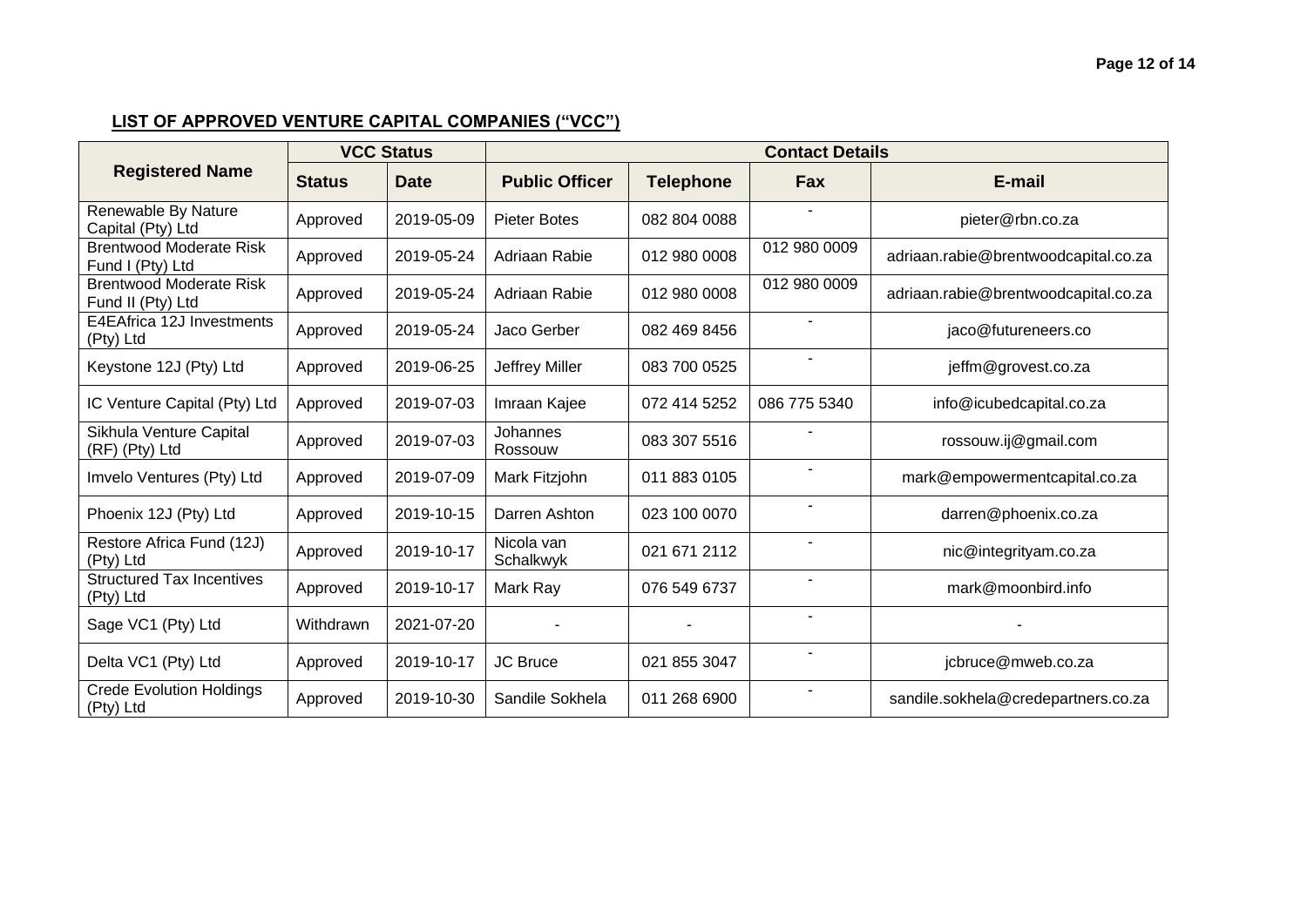**LIST OF APPROVED VENTURE CAPITAL COMPANIES ("VCC")**

| Registered Name | VCC Status | | Contact Details | | | |
|---|---|---|---|---|---|---|
| | Status | Date | Public Officer | Telephone | Fax | E-mail |
| Renewable By Nature Capital (Pty) Ltd | Approved | 2019-05-09 | Pieter Botes | 082 804 0088 | - | pieter@rbn.co.za |
| Brentwood Moderate Risk Fund I (Pty) Ltd | Approved | 2019-05-24 | Adriaan Rabie | 012 980 0008 | 012 980 0009 | adriaan.rabie@brentwoodcapital.co.za |
| Brentwood Moderate Risk Fund II (Pty) Ltd | Approved | 2019-05-24 | Adriaan Rabie | 012 980 0008 | 012 980 0009 | adriaan.rabie@brentwoodcapital.co.za |
| E4EAfrica 12J Investments (Pty) Ltd | Approved | 2019-05-24 | Jaco Gerber | 082 469 8456 | - | jaco@futureneers.co |
| Keystone 12J (Pty) Ltd | Approved | 2019-06-25 | Jeffrey Miller | 083 700 0525 | - | jeffm@grovest.co.za |
| IC Venture Capital (Pty) Ltd | Approved | 2019-07-03 | Imraan Kajee | 072 414 5252 | 086 775 5340 | info@icubedcapital.co.za |
| Sikhula Venture Capital (RF) (Pty) Ltd | Approved | 2019-07-03 | Johannes Rossouw | 083 307 5516 | - | rossouw.ij@gmail.com |
| Imvelo Ventures (Pty) Ltd | Approved | 2019-07-09 | Mark Fitzjohn | 011 883 0105 | - | mark@empowermentcapital.co.za |
| Phoenix 12J (Pty) Ltd | Approved | 2019-10-15 | Darren Ashton | 023 100 0070 | - | darren@phoenix.co.za |
| Restore Africa Fund (12J) (Pty) Ltd | Approved | 2019-10-17 | Nicola van Schalkwyk | 021 671 2112 | - | nic@integrityam.co.za |
| Structured Tax Incentives (Pty) Ltd | Approved | 2019-10-17 | Mark Ray | 076 549 6737 | - | mark@moonbird.info |
| Sage VC1 (Pty) Ltd | Withdrawn | 2021-07-20 | - | - | - | - |
| Delta VC1 (Pty) Ltd | Approved | 2019-10-17 | JC Bruce | 021 855 3047 | - | jcbruce@mweb.co.za |
| Crede Evolution Holdings (Pty) Ltd | Approved | 2019-10-30 | Sandile Sokhela | 011 268 6900 | - | sandile.sokhela@credepartners.co.za |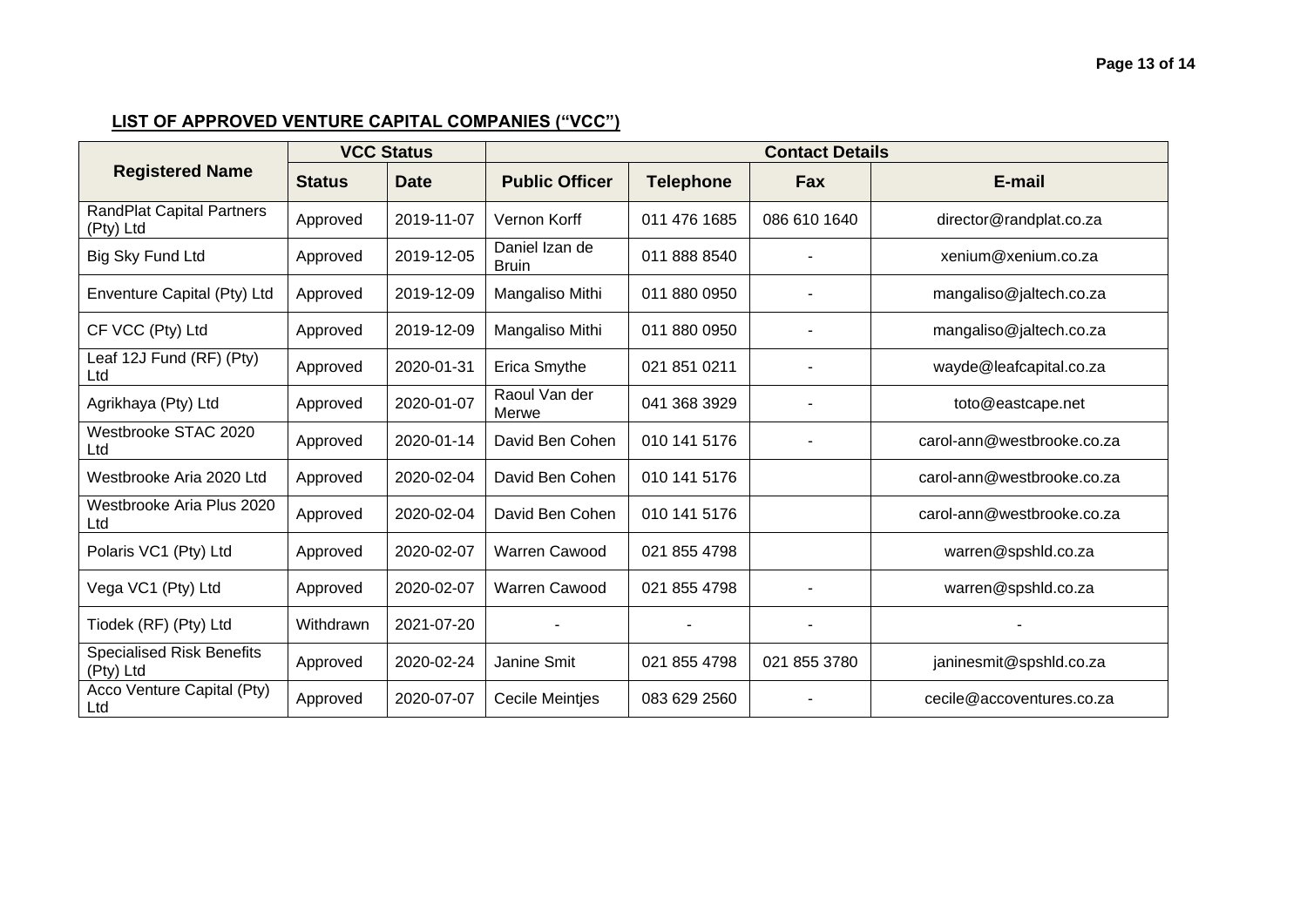## LIST OF APPROVED VENTURE CAPITAL COMPANIES ("VCC")

| Registered Name | VCC Status | | Contact Details | | | |
|---|---|---|---|---|---|---|
| | Status | Date | Public Officer | Telephone | Fax | E-mail |
| RandPlat Capital Partners (Pty) Ltd | Approved | 2019-11-07 | Vernon Korff | 011 476 1685 | 086 610 1640 | director@randplat.co.za |
| Big Sky Fund Ltd | Approved | 2019-12-05 | Daniel Izan de Bruin | 011 888 8540 | - | xenium@xenium.co.za |
| Enventure Capital (Pty) Ltd | Approved | 2019-12-09 | Mangaliso Mithi | 011 880 0950 | - | mangaliso@jaltech.co.za |
| CF VCC (Pty) Ltd | Approved | 2019-12-09 | Mangaliso Mithi | 011 880 0950 | - | mangaliso@jaltech.co.za |
| Leaf 12J Fund (RF) (Pty) Ltd | Approved | 2020-01-31 | Erica Smythe | 021 851 0211 | - | wayde@leafcapital.co.za |
| Agrikhaya (Pty) Ltd | Approved | 2020-01-07 | Raoul Van der Merwe | 041 368 3929 | - | toto@eastcape.net |
| Westbrooke STAC 2020 Ltd | Approved | 2020-01-14 | David Ben Cohen | 010 141 5176 | - | carol-ann@westbrooke.co.za |
| Westbrooke Aria 2020 Ltd | Approved | 2020-02-04 | David Ben Cohen | 010 141 5176 | | carol-ann@westbrooke.co.za |
| Westbrooke Aria Plus 2020 Ltd | Approved | 2020-02-04 | David Ben Cohen | 010 141 5176 | | carol-ann@westbrooke.co.za |
| Polaris VC1 (Pty) Ltd | Approved | 2020-02-07 | Warren Cawood | 021 855 4798 | | warren@spshld.co.za |
| Vega VC1 (Pty) Ltd | Approved | 2020-02-07 | Warren Cawood | 021 855 4798 | - | warren@spshld.co.za |
| Tiodek (RF) (Pty) Ltd | Withdrawn | 2021-07-20 | - | - | - | - |
| Specialised Risk Benefits (Pty) Ltd | Approved | 2020-02-24 | Janine Smit | 021 855 4798 | 021 855 3780 | janinesmit@spshld.co.za |
| Acco Venture Capital (Pty) Ltd | Approved | 2020-07-07 | Cecile Meintjes | 083 629 2560 | - | cecile@accoventures.co.za |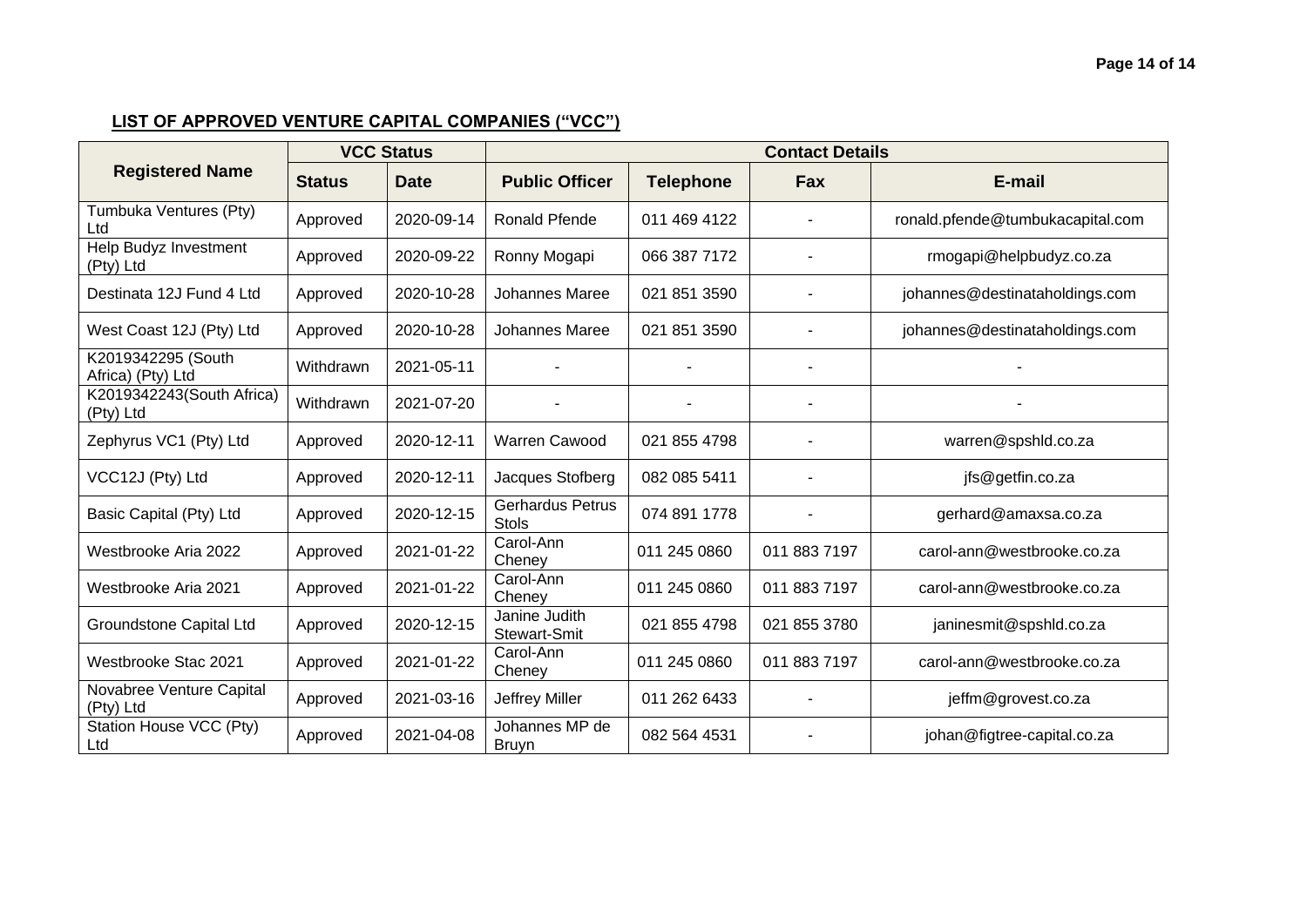**LIST OF APPROVED VENTURE CAPITAL COMPANIES ("VCC")**

| Registered Name | VCC Status | | Contact Details | | | |
|---|---|---|---|---|---|---|
| | Status | Date | Public Officer | Telephone | Fax | E-mail |
| Tumbuka Ventures (Pty) Ltd | Approved | 2020-09-14 | Ronald Pfende | 011 469 4122 | - | ronald.pfende@tumbukacapital.com |
| Help Budyz Investment (Pty) Ltd | Approved | 2020-09-22 | Ronny Mogapi | 066 387 7172 | - | rmogapi@helpbudyz.co.za |
| Destinata 12J Fund 4 Ltd | Approved | 2020-10-28 | Johannes Maree | 021 851 3590 | - | johannes@destinataholdings.com |
| West Coast 12J (Pty) Ltd | Approved | 2020-10-28 | Johannes Maree | 021 851 3590 | - | johannes@destinataholdings.com |
| K2019342295 (South Africa) (Pty) Ltd | Withdrawn | 2021-05-11 | - | - | - | - |
| K2019342243(South Africa) (Pty) Ltd | Withdrawn | 2021-07-20 | - | - | - | - |
| Zephyrus VC1 (Pty) Ltd | Approved | 2020-12-11 | Warren Cawood | 021 855 4798 | - | warren@spshld.co.za |
| VCC12J (Pty) Ltd | Approved | 2020-12-11 | Jacques Stofberg | 082 085 5411 | - | jfs@getfin.co.za |
| Basic Capital (Pty) Ltd | Approved | 2020-12-15 | Gerhardus Petrus Stols | 074 891 1778 | - | gerhard@amaxsa.co.za |
| Westbrooke Aria 2022 | Approved | 2021-01-22 | Carol-Ann Cheney | 011 245 0860 | 011 883 7197 | carol-ann@westbrooke.co.za |
| Westbrooke Aria 2021 | Approved | 2021-01-22 | Carol-Ann Cheney | 011 245 0860 | 011 883 7197 | carol-ann@westbrooke.co.za |
| Groundstone Capital Ltd | Approved | 2020-12-15 | Janine Judith Stewart-Smit | 021 855 4798 | 021 855 3780 | janinesmit@spshld.co.za |
| Westbrooke Stac 2021 | Approved | 2021-01-22 | Carol-Ann Cheney | 011 245 0860 | 011 883 7197 | carol-ann@westbrooke.co.za |
| Novabree Venture Capital (Pty) Ltd | Approved | 2021-03-16 | Jeffrey Miller | 011 262 6433 | - | jeffm@grovest.co.za |
| Station House VCC (Pty) Ltd | Approved | 2021-04-08 | Johannes MP de Bruyn | 082 564 4531 | - | johan@figtree-capital.co.za |